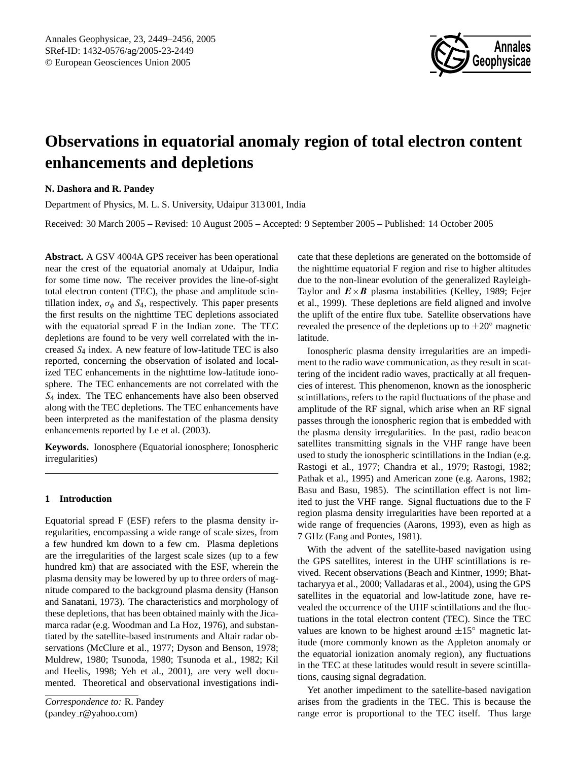# Observations in equatorial anomaly region of total electron content enhancements and depletions

**N. Dashora and R. Pandey**

Department of Physics, M. L. S. University, Udaipur 313 001, India

Received: 30 March 2005 – Revised: 10 August 2005 – Accepted: 9 September 2005 – Published: 14 October 2005

**Abstract.** A GSV 4004A GPS receiver has been operational near the crest of the equatorial anomaly at Udaipur, India for some time now. The receiver provides the line-of-sight total electron content (TEC), the phase and amplitude scintillation index, $\sigma_\phi$ and $S_4$, respectively. This paper presents the first results on the nighttime TEC depletions associated with the equatorial spread F in the Indian zone. The TEC depletions are found to be very well correlated with the increased $S_4$ index. A new feature of low-latitude TEC is also reported, concerning the observation of isolated and localized TEC enhancements in the nighttime low-latitude ionosphere. The TEC enhancements are not correlated with the $S_4$ index. The TEC enhancements have also been observed along with the TEC depletions. The TEC enhancements have been interpreted as the manifestation of the plasma density enhancements reported by Le et al. (2003).

**Keywords.** Ionosphere (Equatorial ionosphere; Ionospheric irregularities)

## 1 Introduction

Equatorial spread F (ESF) refers to the plasma density irregularities, encompassing a wide range of scale sizes, from a few hundred km down to a few cm. Plasma depletions are the irregularities of the largest scale sizes (up to a few hundred km) that are associated with the ESF, wherein the plasma density may be lowered by up to three orders of magnitude compared to the background plasma density (Hanson and Sanatani, 1973). The characteristics and morphology of these depletions, that has been obtained mainly with the Jicamarca radar (e.g. Woodman and La Hoz, 1976), and substantiated by the satellite-based instruments and Altair radar observations (McClure et al., 1977; Dyson and Benson, 1978; Muldrew, 1980; Tsunoda, 1980; Tsunoda et al., 1982; Kil and Heelis, 1998; Yeh et al., 2001), are very well documented. Theoretical and observational investigations indicate that these depletions are generated on the bottomside of the nighttime equatorial F region and rise to higher altitudes due to the non-linear evolution of the generalized Rayleigh-Taylor and $\boldsymbol{E}\times\boldsymbol{B}$ plasma instabilities (Kelley, 1989; Fejer et al., 1999). These depletions are field aligned and involve the uplift of the entire flux tube. Satellite observations have revealed the presence of the depletions up to $\pm 20^\circ$ magnetic latitude.

Ionospheric plasma density irregularities are an impediment to the radio wave communication, as they result in scattering of the incident radio waves, practically at all frequencies of interest. This phenomenon, known as the ionospheric scintillations, refers to the rapid fluctuations of the phase and amplitude of the RF signal, which arise when an RF signal passes through the ionospheric region that is embedded with the plasma density irregularities. In the past, radio beacon satellites transmitting signals in the VHF range have been used to study the ionospheric scintillations in the Indian (e.g. Rastogi et al., 1977; Chandra et al., 1979; Rastogi, 1982; Pathak et al., 1995) and American zone (e.g. Aarons, 1982; Basu and Basu, 1985). The scintillation effect is not limited to just the VHF range. Signal fluctuations due to the F region plasma density irregularities have been reported at a wide range of frequencies (Aarons, 1993), even as high as 7 GHz (Fang and Pontes, 1981).

With the advent of the satellite-based navigation using the GPS satellites, interest in the UHF scintillations is revived. Recent observations (Beach and Kintner, 1999; Bhattacharyya et al., 2000; Valladaras et al., 2004), using the GPS satellites in the equatorial and low-latitude zone, have revealed the occurrence of the UHF scintillations and the fluctuations in the total electron content (TEC). Since the TEC values are known to be highest around $\pm 15^\circ$ magnetic latitude (more commonly known as the Appleton anomaly or the equatorial ionization anomaly region), any fluctuations in the TEC at these latitudes would result in severe scintillations, causing signal degradation.

Yet another impediment to the satellite-based navigation arises from the gradients in the TEC. This is because the range error is proportional to the TEC itself. Thus large

*Correspondence to:* R. Pandey
(pandey_r@yahoo.com)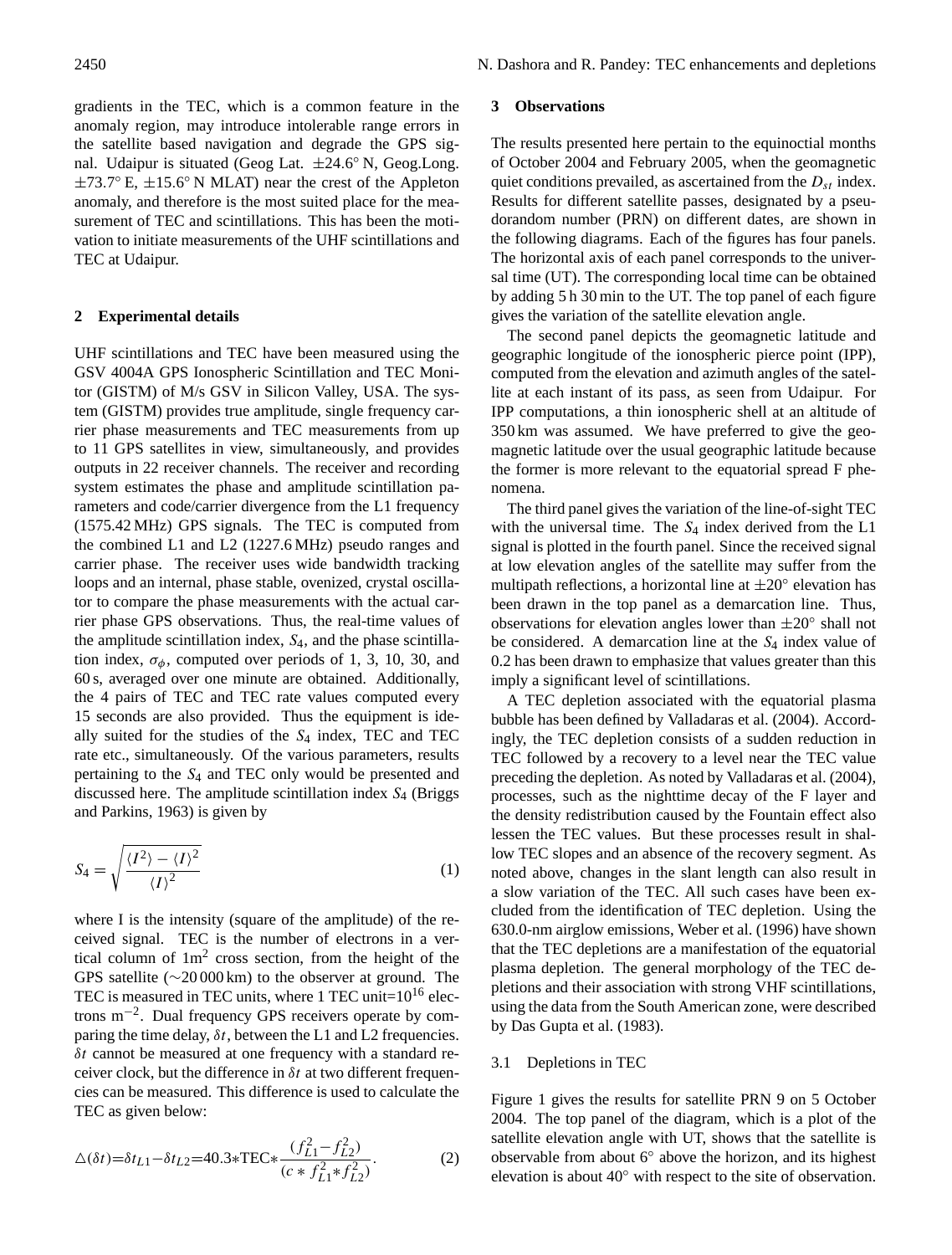gradients in the TEC, which is a common feature in the anomaly region, may introduce intolerable range errors in the satellite based navigation and degrade the GPS signal. Udaipur is situated (Geog Lat. ±24.6° N, Geog.Long. ±73.7° E, ±15.6° N MLAT) near the crest of the Appleton anomaly, and therefore is the most suited place for the measurement of TEC and scintillations. This has been the motivation to initiate measurements of the UHF scintillations and TEC at Udaipur.

## 2 Experimental details

UHF scintillations and TEC have been measured using the GSV 4004A GPS Ionospheric Scintillation and TEC Monitor (GISTM) of M/s GSV in Silicon Valley, USA. The system (GISTM) provides true amplitude, single frequency carrier phase measurements and TEC measurements from up to 11 GPS satellites in view, simultaneously, and provides outputs in 22 receiver channels. The receiver and recording system estimates the phase and amplitude scintillation parameters and code/carrier divergence from the L1 frequency (1575.42 MHz) GPS signals. The TEC is computed from the combined L1 and L2 (1227.6 MHz) pseudo ranges and carrier phase. The receiver uses wide bandwidth tracking loops and an internal, phase stable, ovenized, crystal oscillator to compare the phase measurements with the actual carrier phase GPS observations. Thus, the real-time values of the amplitude scintillation index, $S_4$, and the phase scintillation index, $\sigma_\phi$, computed over periods of 1, 3, 10, 30, and 60 s, averaged over one minute are obtained. Additionally, the 4 pairs of TEC and TEC rate values computed every 15 seconds are also provided. Thus the equipment is ideally suited for the studies of the $S_4$ index, TEC and TEC rate etc., simultaneously. Of the various parameters, results pertaining to the $S_4$ and TEC only would be presented and discussed here. The amplitude scintillation index $S_4$ (Briggs and Parkins, 1963) is given by

$$S_4 = \sqrt{\frac{\langle I^2 \rangle - \langle I \rangle^2}{\langle I \rangle^2}} \tag{1}$$

where I is the intensity (square of the amplitude) of the received signal. TEC is the number of electrons in a vertical column of $1\text{m}^2$ cross section, from the height of the GPS satellite (~20 000 km) to the observer at ground. The TEC is measured in TEC units, where 1 TEC unit=$10^{16}$ electrons $\text{m}^{-2}$. Dual frequency GPS receivers operate by comparing the time delay, $\delta t$, between the L1 and L2 frequencies. $\delta t$ cannot be measured at one frequency with a standard receiver clock, but the difference in $\delta t$ at two different frequencies can be measured. This difference is used to calculate the TEC as given below:

$$\triangle(\delta t) = \delta t_{L1} - \delta t_{L2} = 40.3 * \text{TEC} * \frac{(f_{L1}^2 - f_{L2}^2)}{(c * f_{L1}^2 * f_{L2}^2)}. \tag{2}$$

## 3 Observations

The results presented here pertain to the equinoctial months of October 2004 and February 2005, when the geomagnetic quiet conditions prevailed, as ascertained from the $D_{st}$ index. Results for different satellite passes, designated by a pseudorandom number (PRN) on different dates, are shown in the following diagrams. Each of the figures has four panels. The horizontal axis of each panel corresponds to the universal time (UT). The corresponding local time can be obtained by adding 5 h 30 min to the UT. The top panel of each figure gives the variation of the satellite elevation angle.

The second panel depicts the geomagnetic latitude and geographic longitude of the ionospheric pierce point (IPP), computed from the elevation and azimuth angles of the satellite at each instant of its pass, as seen from Udaipur. For IPP computations, a thin ionospheric shell at an altitude of 350 km was assumed. We have preferred to give the geomagnetic latitude over the usual geographic latitude because the former is more relevant to the equatorial spread F phenomena.

The third panel gives the variation of the line-of-sight TEC with the universal time. The $S_4$ index derived from the L1 signal is plotted in the fourth panel. Since the received signal at low elevation angles of the satellite may suffer from the multipath reflections, a horizontal line at ±20° elevation has been drawn in the top panel as a demarcation line. Thus, observations for elevation angles lower than ±20° shall not be considered. A demarcation line at the $S_4$ index value of 0.2 has been drawn to emphasize that values greater than this imply a significant level of scintillations.

A TEC depletion associated with the equatorial plasma bubble has been defined by Valladaras et al. (2004). Accordingly, the TEC depletion consists of a sudden reduction in TEC followed by a recovery to a level near the TEC value preceding the depletion. As noted by Valladaras et al. (2004), processes, such as the nighttime decay of the F layer and the density redistribution caused by the Fountain effect also lessen the TEC values. But these processes result in shallow TEC slopes and an absence of the recovery segment. As noted above, changes in the slant length can also result in a slow variation of the TEC. All such cases have been excluded from the identification of TEC depletion. Using the 630.0-nm airglow emissions, Weber et al. (1996) have shown that the TEC depletions are a manifestation of the equatorial plasma depletion. The general morphology of the TEC depletions and their association with strong VHF scintillations, using the data from the South American zone, were described by Das Gupta et al. (1983).

### 3.1 Depletions in TEC

Figure 1 gives the results for satellite PRN 9 on 5 October 2004. The top panel of the diagram, which is a plot of the satellite elevation angle with UT, shows that the satellite is observable from about 6° above the horizon, and its highest elevation is about 40° with respect to the site of observation.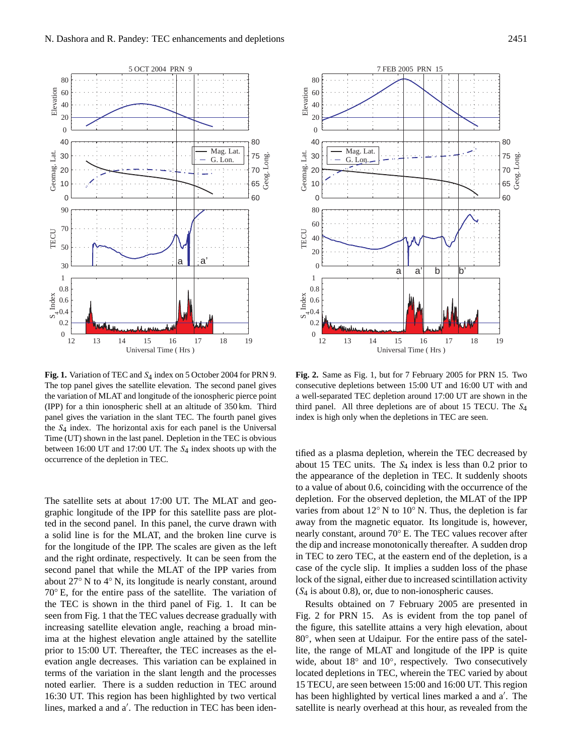**Fig. 1.** Variation of TEC and $S_4$ index on 5 October 2004 for PRN 9. The top panel gives the satellite elevation. The second panel gives the variation of MLAT and longitude of the ionospheric pierce point (IPP) for a thin ionospheric shell at an altitude of 350 km. Third panel gives the variation in the slant TEC. The fourth panel gives the $S_4$ index. The horizontal axis for each panel is the Universal Time (UT) shown in the last panel. Depletion in the TEC is obvious between 16:00 UT and 17:00 UT. The $S_4$ index shoots up with the occurrence of the depletion in TEC.

**Fig. 2.** Same as Fig. 1, but for 7 February 2005 for PRN 15. Two consecutive depletions between 15:00 UT and 16:00 UT with and a well-separated TEC depletion around 17:00 UT are shown in the third panel. All three depletions are of about 15 TECU. The $S_4$ index is high only when the depletions in TEC are seen.

The satellite sets at about 17:00 UT. The MLAT and geographic longitude of the IPP for this satellite pass are plotted in the second panel. In this panel, the curve drawn with a solid line is for the MLAT, and the broken line curve is for the longitude of the IPP. The scales are given as the left and the right ordinate, respectively. It can be seen from the second panel that while the MLAT of the IPP varies from about 27° N to 4° N, its longitude is nearly constant, around 70° E, for the entire pass of the satellite. The variation of the TEC is shown in the third panel of Fig. 1. It can be seen from Fig. 1 that the TEC values decrease gradually with increasing satellite elevation angle, reaching a broad minima at the highest elevation angle attained by the satellite prior to 15:00 UT. Thereafter, the TEC increases as the elevation angle decreases. This variation can be explained in terms of the variation in the slant length and the processes noted earlier. There is a sudden reduction in TEC around 16:30 UT. This region has been highlighted by two vertical lines, marked a and a′. The reduction in TEC has been identified as a plasma depletion, wherein the TEC decreased by about 15 TEC units. The $S_4$ index is less than 0.2 prior to the appearance of the depletion in TEC. It suddenly shoots to a value of about 0.6, coinciding with the occurrence of the depletion. For the observed depletion, the MLAT of the IPP varies from about 12° N to 10° N. Thus, the depletion is far away from the magnetic equator. Its longitude is, however, nearly constant, around 70° E. The TEC values recover after the dip and increase monotonically thereafter. A sudden drop in TEC to zero TEC, at the eastern end of the depletion, is a case of the cycle slip. It implies a sudden loss of the phase lock of the signal, either due to increased scintillation activity ($S_4$ is about 0.8), or, due to non-ionospheric causes.

Results obtained on 7 February 2005 are presented in Fig. 2 for PRN 15. As is evident from the top panel of the figure, this satellite attains a very high elevation, about 80°, when seen at Udaipur. For the entire pass of the satellite, the range of MLAT and longitude of the IPP is quite wide, about 18° and 10°, respectively. Two consecutively located depletions in TEC, wherein the TEC varied by about 15 TECU, are seen between 15:00 and 16:00 UT. This region has been highlighted by vertical lines marked a and a′. The satellite is nearly overhead at this hour, as revealed from the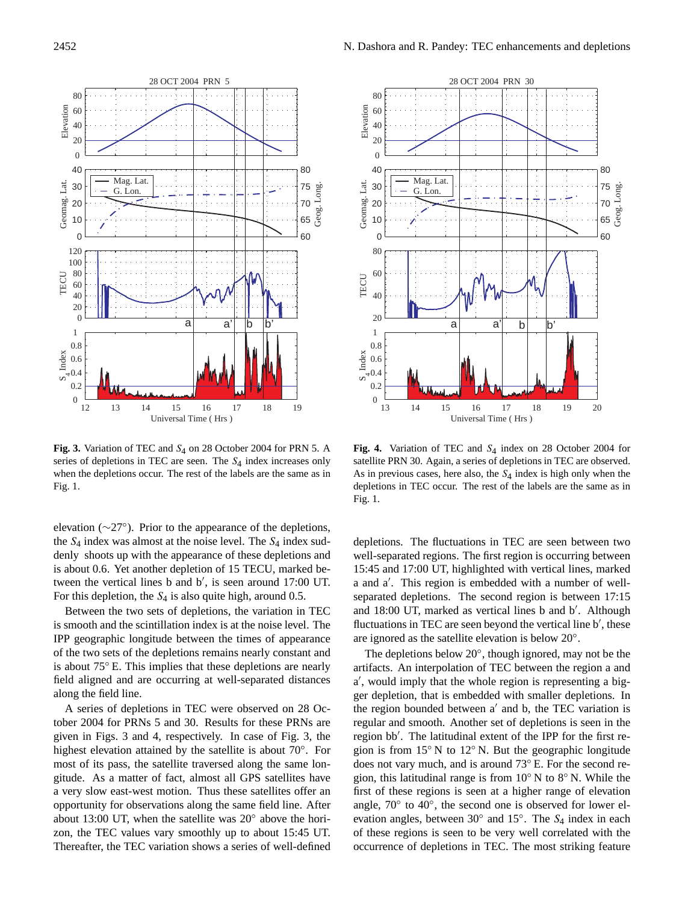**Fig. 3.** Variation of TEC and $S_4$ on 28 October 2004 for PRN 5. A series of depletions in TEC are seen. The $S_4$ index increases only when the depletions occur. The rest of the labels are the same as in Fig. 1.

**Fig. 4.** Variation of TEC and $S_4$ index on 28 October 2004 for satellite PRN 30. Again, a series of depletions in TEC are observed. As in previous cases, here also, the $S_4$ index is high only when the depletions in TEC occur. The rest of the labels are the same as in Fig. 1.

elevation (∼27°). Prior to the appearance of the depletions, the $S_4$ index was almost at the noise level. The $S_4$ index suddenly shoots up with the appearance of these depletions and is about 0.6. Yet another depletion of 15 TECU, marked between the vertical lines b and b′, is seen around 17:00 UT. For this depletion, the $S_4$ is also quite high, around 0.5.

Between the two sets of depletions, the variation in TEC is smooth and the scintillation index is at the noise level. The IPP geographic longitude between the times of appearance of the two sets of the depletions remains nearly constant and is about 75° E. This implies that these depletions are nearly field aligned and are occurring at well-separated distances along the field line.

A series of depletions in TEC were observed on 28 October 2004 for PRNs 5 and 30. Results for these PRNs are given in Figs. 3 and 4, respectively. In case of Fig. 3, the highest elevation attained by the satellite is about 70°. For most of its pass, the satellite traversed along the same longitude. As a matter of fact, almost all GPS satellites have a very slow east-west motion. Thus these satellites offer an opportunity for observations along the same field line. After about 13:00 UT, when the satellite was 20° above the horizon, the TEC values vary smoothly up to about 15:45 UT. Thereafter, the TEC variation shows a series of well-defined depletions. The fluctuations in TEC are seen between two well-separated regions. The first region is occurring between 15:45 and 17:00 UT, highlighted with vertical lines, marked a and a′. This region is embedded with a number of well-separated depletions. The second region is between 17:15 and 18:00 UT, marked as vertical lines b and b′. Although fluctuations in TEC are seen beyond the vertical line b′, these are ignored as the satellite elevation is below 20°.

The depletions below 20°, though ignored, may not be the artifacts. An interpolation of TEC between the region a and a′, would imply that the whole region is representing a bigger depletion, that is embedded with smaller depletions. In the region bounded between a′ and b, the TEC variation is regular and smooth. Another set of depletions is seen in the region bb′. The latitudinal extent of the IPP for the first region is from 15° N to 12° N. But the geographic longitude does not vary much, and is around 73° E. For the second region, this latitudinal range is from 10° N to 8° N. While the first of these regions is seen at a higher range of elevation angle, 70° to 40°, the second one is observed for lower elevation angles, between 30° and 15°. The $S_4$ index in each of these regions is seen to be very well correlated with the occurrence of depletions in TEC. The most striking feature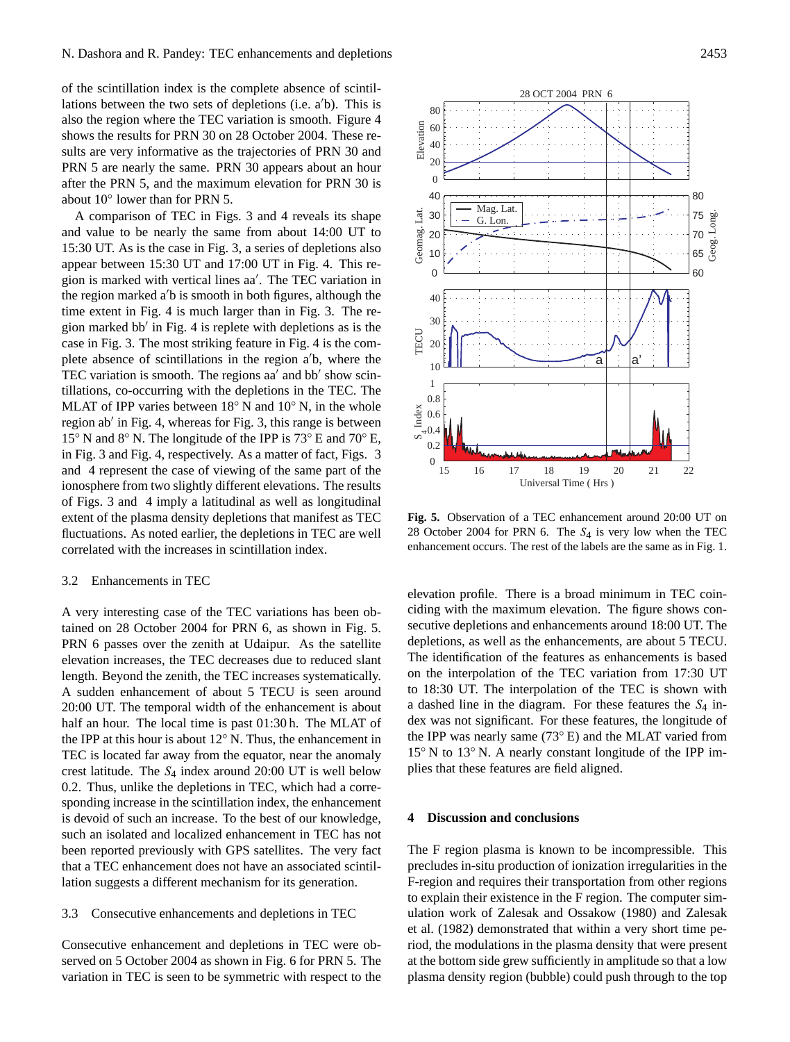of the scintillation index is the complete absence of scintillations between the two sets of depletions (i.e. a′b). This is also the region where the TEC variation is smooth. Figure 4 shows the results for PRN 30 on 28 October 2004. These results are very informative as the trajectories of PRN 30 and PRN 5 are nearly the same. PRN 30 appears about an hour after the PRN 5, and the maximum elevation for PRN 30 is about 10° lower than for PRN 5.

A comparison of TEC in Figs. 3 and 4 reveals its shape and value to be nearly the same from about 14:00 UT to 15:30 UT. As is the case in Fig. 3, a series of depletions also appear between 15:30 UT and 17:00 UT in Fig. 4. This region is marked with vertical lines aa′. The TEC variation in the region marked a′b is smooth in both figures, although the time extent in Fig. 4 is much larger than in Fig. 3. The region marked bb′ in Fig. 4 is replete with depletions as is the case in Fig. 3. The most striking feature in Fig. 4 is the complete absence of scintillations in the region a′b, where the TEC variation is smooth. The regions aa′ and bb′ show scintillations, co-occurring with the depletions in the TEC. The MLAT of IPP varies between 18° N and 10° N, in the whole region ab′ in Fig. 4, whereas for Fig. 3, this range is between 15° N and 8° N. The longitude of the IPP is 73° E and 70° E, in Fig. 3 and Fig. 4, respectively. As a matter of fact, Figs. 3 and 4 represent the case of viewing of the same part of the ionosphere from two slightly different elevations. The results of Figs. 3 and 4 imply a latitudinal as well as longitudinal extent of the plasma density depletions that manifest as TEC fluctuations. As noted earlier, the depletions in TEC are well correlated with the increases in scintillation index.

### 3.2 Enhancements in TEC

A very interesting case of the TEC variations has been obtained on 28 October 2004 for PRN 6, as shown in Fig. 5. PRN 6 passes over the zenith at Udaipur. As the satellite elevation increases, the TEC decreases due to reduced slant length. Beyond the zenith, the TEC increases systematically. A sudden enhancement of about 5 TECU is seen around 20:00 UT. The temporal width of the enhancement is about half an hour. The local time is past 01:30 h. The MLAT of the IPP at this hour is about 12° N. Thus, the enhancement in TEC is located far away from the equator, near the anomaly crest latitude. The $S_4$ index around 20:00 UT is well below 0.2. Thus, unlike the depletions in TEC, which had a corresponding increase in the scintillation index, the enhancement is devoid of such an increase. To the best of our knowledge, such an isolated and localized enhancement in TEC has not been reported previously with GPS satellites. The very fact that a TEC enhancement does not have an associated scintillation suggests a different mechanism for its generation.

**Fig. 5.** Observation of a TEC enhancement around 20:00 UT on 28 October 2004 for PRN 6. The $S_4$ is very low when the TEC enhancement occurs. The rest of the labels are the same as in Fig. 1.

### 3.3 Consecutive enhancements and depletions in TEC

Consecutive enhancement and depletions in TEC were observed on 5 October 2004 as shown in Fig. 6 for PRN 5. The variation in TEC is seen to be symmetric with respect to the elevation profile. There is a broad minimum in TEC coinciding with the maximum elevation. The figure shows consecutive depletions and enhancements around 18:00 UT. The depletions, as well as the enhancements, are about 5 TECU. The identification of the features as enhancements is based on the interpolation of the TEC variation from 17:30 UT to 18:30 UT. The interpolation of the TEC is shown with a dashed line in the diagram. For these features the $S_4$ index was not significant. For these features, the longitude of the IPP was nearly same (73° E) and the MLAT varied from 15° N to 13° N. A nearly constant longitude of the IPP implies that these features are field aligned.

## 4 Discussion and conclusions

The F region plasma is known to be incompressible. This precludes in-situ production of ionization irregularities in the F-region and requires their transportation from other regions to explain their existence in the F region. The computer simulation work of Zalesak and Ossakow (1980) and Zalesak et al. (1982) demonstrated that within a very short time period, the modulations in the plasma density that were present at the bottom side grew sufficiently in amplitude so that a low plasma density region (bubble) could push through to the top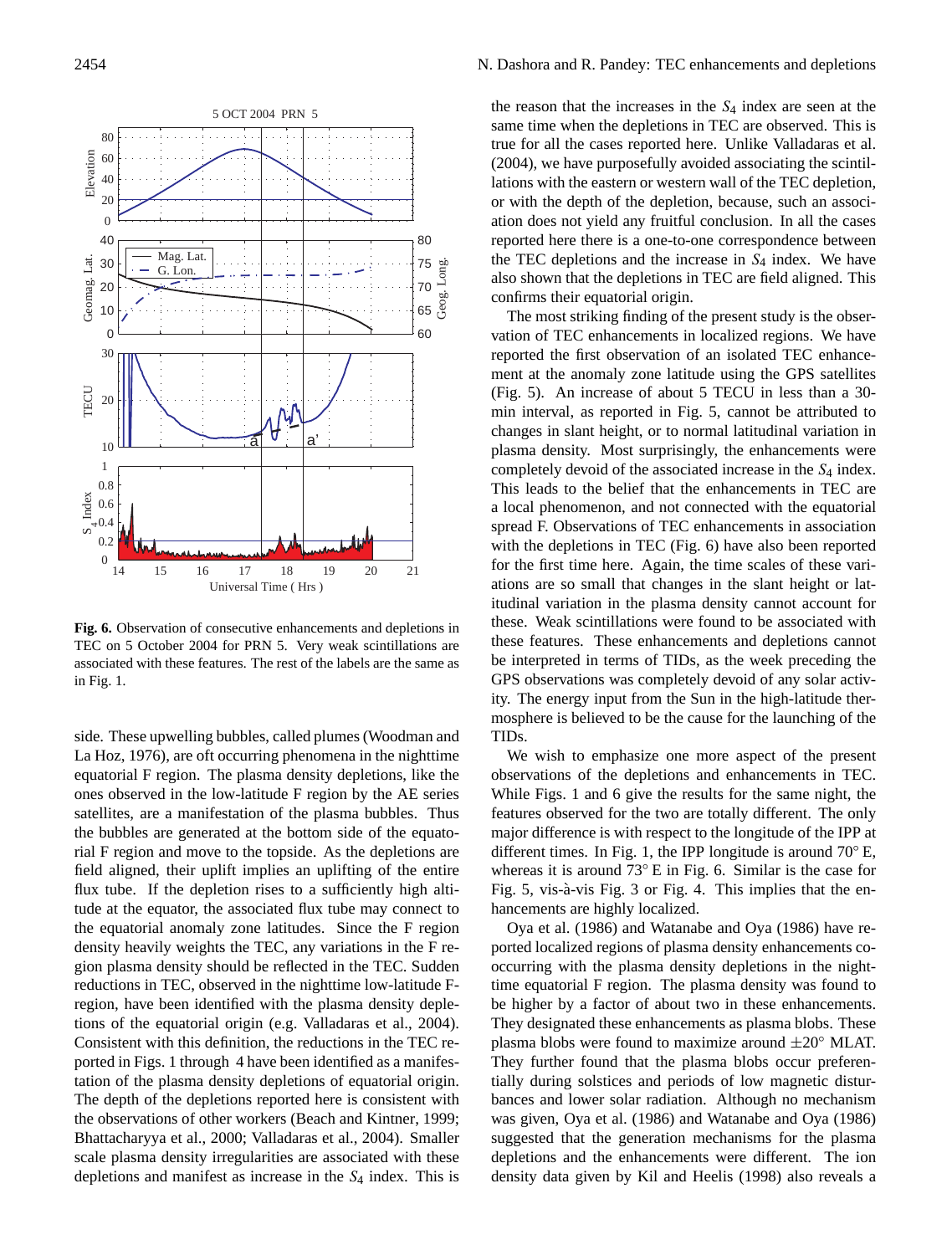**Fig. 6.** Observation of consecutive enhancements and depletions in TEC on 5 October 2004 for PRN 5. Very weak scintillations are associated with these features. The rest of the labels are the same as in Fig. 1.

side. These upwelling bubbles, called plumes (Woodman and La Hoz, 1976), are oft occurring phenomena in the nighttime equatorial F region. The plasma density depletions, like the ones observed in the low-latitude F region by the AE series satellites, are a manifestation of the plasma bubbles. Thus the bubbles are generated at the bottom side of the equatorial F region and move to the topside. As the depletions are field aligned, their uplift implies an uplifting of the entire flux tube. If the depletion rises to a sufficiently high altitude at the equator, the associated flux tube may connect to the equatorial anomaly zone latitudes. Since the F region density heavily weights the TEC, any variations in the F region plasma density should be reflected in the TEC. Sudden reductions in TEC, observed in the nighttime low-latitude F-region, have been identified with the plasma density depletions of the equatorial origin (e.g. Valladaras et al., 2004). Consistent with this definition, the reductions in the TEC reported in Figs. 1 through 4 have been identified as a manifestation of the plasma density depletions of equatorial origin. The depth of the depletions reported here is consistent with the observations of other workers (Beach and Kintner, 1999; Bhattacharyya et al., 2000; Valladaras et al., 2004). Smaller scale plasma density irregularities are associated with these depletions and manifest as increase in the $S_4$ index. This is the reason that the increases in the $S_4$ index are seen at the same time when the depletions in TEC are observed. This is true for all the cases reported here. Unlike Valladaras et al. (2004), we have purposefully avoided associating the scintillations with the eastern or western wall of the TEC depletion, or with the depth of the depletion, because, such an association does not yield any fruitful conclusion. In all the cases reported here there is a one-to-one correspondence between the TEC depletions and the increase in $S_4$ index. We have also shown that the depletions in TEC are field aligned. This confirms their equatorial origin.

The most striking finding of the present study is the observation of TEC enhancements in localized regions. We have reported the first observation of an isolated TEC enhancement at the anomaly zone latitude using the GPS satellites (Fig. 5). An increase of about 5 TECU in less than a 30-min interval, as reported in Fig. 5, cannot be attributed to changes in slant height, or to normal latitudinal variation in plasma density. Most surprisingly, the enhancements were completely devoid of the associated increase in the $S_4$ index. This leads to the belief that the enhancements in TEC are a local phenomenon, and not connected with the equatorial spread F. Observations of TEC enhancements in association with the depletions in TEC (Fig. 6) have also been reported for the first time here. Again, the time scales of these variations are so small that changes in the slant height or latitudinal variation in the plasma density cannot account for these. Weak scintillations were found to be associated with these features. These enhancements and depletions cannot be interpreted in terms of TIDs, as the week preceding the GPS observations was completely devoid of any solar activity. The energy input from the Sun in the high-latitude thermosphere is believed to be the cause for the launching of the TIDs.

We wish to emphasize one more aspect of the present observations of the depletions and enhancements in TEC. While Figs. 1 and 6 give the results for the same night, the features observed for the two are totally different. The only major difference is with respect to the longitude of the IPP at different times. In Fig. 1, the IPP longitude is around 70° E, whereas it is around 73° E in Fig. 6. Similar is the case for Fig. 5, vis-à-vis Fig. 3 or Fig. 4. This implies that the enhancements are highly localized.

Oya et al. (1986) and Watanabe and Oya (1986) have reported localized regions of plasma density enhancements cooccurring with the plasma density depletions in the nighttime equatorial F region. The plasma density was found to be higher by a factor of about two in these enhancements. They designated these enhancements as plasma blobs. These plasma blobs were found to maximize around ±20° MLAT. They further found that the plasma blobs occur preferentially during solstices and periods of low magnetic disturbances and lower solar radiation. Although no mechanism was given, Oya et al. (1986) and Watanabe and Oya (1986) suggested that the generation mechanisms for the plasma depletions and the enhancements were different. The ion density data given by Kil and Heelis (1998) also reveals a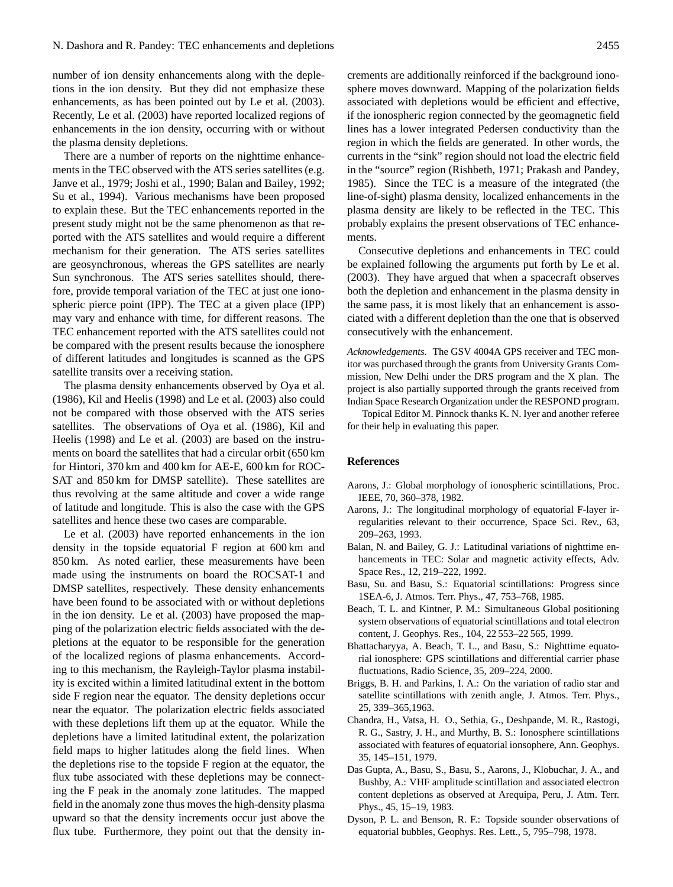number of ion density enhancements along with the depletions in the ion density. But they did not emphasize these enhancements, as has been pointed out by Le et al. (2003). Recently, Le et al. (2003) have reported localized regions of enhancements in the ion density, occurring with or without the plasma density depletions.

There are a number of reports on the nighttime enhancements in the TEC observed with the ATS series satellites (e.g. Janve et al., 1979; Joshi et al., 1990; Balan and Bailey, 1992; Su et al., 1994). Various mechanisms have been proposed to explain these. But the TEC enhancements reported in the present study might not be the same phenomenon as that reported with the ATS satellites and would require a different mechanism for their generation. The ATS series satellites are geosynchronous, whereas the GPS satellites are nearly Sun synchronous. The ATS series satellites should, therefore, provide temporal variation of the TEC at just one ionospheric pierce point (IPP). The TEC at a given place (IPP) may vary and enhance with time, for different reasons. The TEC enhancement reported with the ATS satellites could not be compared with the present results because the ionosphere of different latitudes and longitudes is scanned as the GPS satellite transits over a receiving station.

The plasma density enhancements observed by Oya et al. (1986), Kil and Heelis (1998) and Le et al. (2003) also could not be compared with those observed with the ATS series satellites. The observations of Oya et al. (1986), Kil and Heelis (1998) and Le et al. (2003) are based on the instruments on board the satellites that had a circular orbit (650 km for Hintori, 370 km and 400 km for AE-E, 600 km for ROCSAT and 850 km for DMSP satellite). These satellites are thus revolving at the same altitude and cover a wide range of latitude and longitude. This is also the case with the GPS satellites and hence these two cases are comparable.

Le et al. (2003) have reported enhancements in the ion density in the topside equatorial F region at 600 km and 850 km. As noted earlier, these measurements have been made using the instruments on board the ROCSAT-1 and DMSP satellites, respectively. These density enhancements have been found to be associated with or without depletions in the ion density. Le et al. (2003) have proposed the mapping of the polarization electric fields associated with the depletions at the equator to be responsible for the generation of the localized regions of plasma enhancements. According to this mechanism, the Rayleigh-Taylor plasma instability is excited within a limited latitudinal extent in the bottom side F region near the equator. The density depletions occur near the equator. The polarization electric fields associated with these depletions lift them up at the equator. While the depletions have a limited latitudinal extent, the polarization field maps to higher latitudes along the field lines. When the depletions rise to the topside F region at the equator, the flux tube associated with these depletions may be connecting the F peak in the anomaly zone latitudes. The mapped field in the anomaly zone thus moves the high-density plasma upward so that the density increments occur just above the flux tube. Furthermore, they point out that the density increments are additionally reinforced if the background ionosphere moves downward. Mapping of the polarization fields associated with depletions would be efficient and effective, if the ionospheric region connected by the geomagnetic field lines has a lower integrated Pedersen conductivity than the region in which the fields are generated. In other words, the currents in the "sink" region should not load the electric field in the "source" region (Rishbeth, 1971; Prakash and Pandey, 1985). Since the TEC is a measure of the integrated (the line-of-sight) plasma density, localized enhancements in the plasma density are likely to be reflected in the TEC. This probably explains the present observations of TEC enhancements.

Consecutive depletions and enhancements in TEC could be explained following the arguments put forth by Le et al. (2003). They have argued that when a spacecraft observes both the depletion and enhancement in the plasma density in the same pass, it is most likely that an enhancement is associated with a different depletion than the one that is observed consecutively with the enhancement.

*Acknowledgements.* The GSV 4004A GPS receiver and TEC monitor was purchased through the grants from University Grants Commission, New Delhi under the DRS program and the X plan. The project is also partially supported through the grants received from Indian Space Research Organization under the RESPOND program.

Topical Editor M. Pinnock thanks K. N. Iyer and another referee for their help in evaluating this paper.

## References

Aarons, J.: Global morphology of ionospheric scintillations, Proc. IEEE, 70, 360–378, 1982.

Aarons, J.: The longitudinal morphology of equatorial F-layer irregularities relevant to their occurrence, Space Sci. Rev., 63, 209–263, 1993.

Balan, N. and Bailey, G. J.: Latitudinal variations of nighttime enhancements in TEC: Solar and magnetic activity effects, Adv. Space Res., 12, 219–222, 1992.

Basu, Su. and Basu, S.: Equatorial scintillations: Progress since 1SEA-6, J. Atmos. Terr. Phys., 47, 753–768, 1985.

Beach, T. L. and Kintner, P. M.: Simultaneous Global positioning system observations of equatorial scintillations and total electron content, J. Geophys. Res., 104, 22 553–22 565, 1999.

Bhattacharyya, A. Beach, T. L., and Basu, S.: Nighttime equatorial ionosphere: GPS scintillations and differential carrier phase fluctuations, Radio Science, 35, 209–224, 2000.

Briggs, B. H. and Parkins, I. A.: On the variation of radio star and satellite scintillations with zenith angle, J. Atmos. Terr. Phys., 25, 339–365,1963.

Chandra, H., Vatsa, H. O., Sethia, G., Deshpande, M. R., Rastogi, R. G., Sastry, J. H., and Murthy, B. S.: Ionosphere scintillations associated with features of equatorial ionsophere, Ann. Geophys. 35, 145–151, 1979.

Das Gupta, A., Basu, S., Basu, S., Aarons, J., Klobuchar, J. A., and Bushby, A.: VHF amplitude scintillation and associated electron content depletions as observed at Arequipa, Peru, J. Atm. Terr. Phys., 45, 15–19, 1983.

Dyson, P. L. and Benson, R. F.: Topside sounder observations of equatorial bubbles, Geophys. Res. Lett., 5, 795–798, 1978.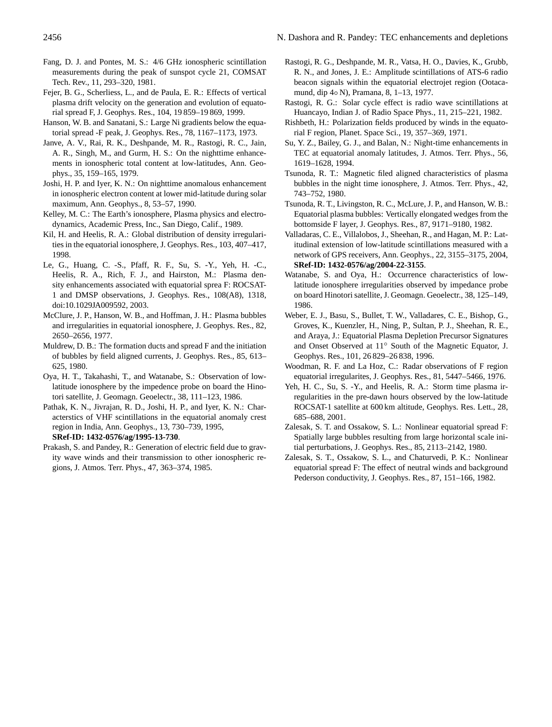Fang, D. J. and Pontes, M. S.: 4/6 GHz ionospheric scintillation measurements during the peak of sunspot cycle 21, COMSAT Tech. Rev., 11, 293–320, 1981.

Fejer, B. G., Scherliess, L., and de Paula, E. R.: Effects of vertical plasma drift velocity on the generation and evolution of equatorial spread F, J. Geophys. Res., 104, 19 859–19 869, 1999.

Hanson, W. B. and Sanatani, S.: Large Ni gradients below the equatorial spread -F peak, J. Geophys. Res., 78, 1167–1173, 1973.

Janve, A. V., Rai, R. K., Deshpande, M. R., Rastogi, R. C., Jain, A. R., Singh, M., and Gurm, H. S.: On the nighttime enhancements in ionospheric total content at low-latitudes, Ann. Geophys., 35, 159–165, 1979.

Joshi, H. P. and Iyer, K. N.: On nighttime anomalous enhancement in ionospheric electron content at lower mid-latitude during solar maximum, Ann. Geophys., 8, 53–57, 1990.

Kelley, M. C.: The Earth's ionosphere, Plasma physics and electrodynamics, Academic Press, Inc., San Diego, Calif., 1989.

Kil, H. and Heelis, R. A.: Global distribution of density irregularities in the equatorial ionosphere, J. Geophys. Res., 103, 407–417, 1998.

Le, G., Huang, C. -S., Pfaff, R. F., Su, S. -Y., Yeh, H. -C., Heelis, R. A., Rich, F. J., and Hairston, M.: Plasma density enhancements associated with equatorial sprea F: ROCSAT-1 and DMSP observations, J. Geophys. Res., 108(A8), 1318, doi:10.1029JA009592, 2003.

McClure, J. P., Hanson, W. B., and Hoffman, J. H.: Plasma bubbles and irregularities in equatorial ionosphere, J. Geophys. Res., 82, 2650–2656, 1977.

Muldrew, D. B.: The formation ducts and spread F and the initiation of bubbles by field aligned currents, J. Geophys. Res., 85, 613–625, 1980.

Oya, H. T., Takahashi, T., and Watanabe, S.: Observation of low-latitude ionosphere by the impedence probe on board the Hinotori satellite, J. Geomagn. Geoelectr., 38, 111–123, 1986.

Pathak, K. N., Jivrajan, R. D., Joshi, H. P., and Iyer, K. N.: Characterstics of VHF scintillations in the equatorial anomaly crest region in India, Ann. Geophys., 13, 730–739, 1995, **SRef-ID: 1432-0576/ag/1995-13-730**.

Prakash, S. and Pandey, R.: Generation of electric field due to gravity wave winds and their transmission to other ionospheric regions, J. Atmos. Terr. Phys., 47, 363–374, 1985.

Rastogi, R. G., Deshpande, M. R., Vatsa, H. O., Davies, K., Grubb, R. N., and Jones, J. E.: Amplitude scintillations of ATS-6 radio beacon signals within the equatorial electrojet region (Ootacamund, dip 4○ N), Pramana, 8, 1–13, 1977.

Rastogi, R. G.: Solar cycle effect is radio wave scintillations at Huancayo, Indian J. of Radio Space Phys., 11, 215–221, 1982.

Rishbeth, H.: Polarization fields produced by winds in the equatorial F region, Planet. Space Sci., 19, 357–369, 1971.

Su, Y. Z., Bailey, G. J., and Balan, N.: Night-time enhancements in TEC at equatorial anomaly latitudes, J. Atmos. Terr. Phys., 56, 1619–1628, 1994.

Tsunoda, R. T.: Magnetic filed aligned characteristics of plasma bubbles in the night time ionosphere, J. Atmos. Terr. Phys., 42, 743–752, 1980.

Tsunoda, R. T., Livingston, R. C., McLure, J. P., and Hanson, W. B.: Equatorial plasma bubbles: Vertically elongated wedges from the bottomside F layer, J. Geophys. Res., 87, 9171–9180, 1982.

Valladaras, C. E., Villalobos, J., Sheehan, R., and Hagan, M. P.: Latitudinal extension of low-latitude scintillations measured with a network of GPS receivers, Ann. Geophys., 22, 3155–3175, 2004, **SRef-ID: 1432-0576/ag/2004-22-3155**.

Watanabe, S. and Oya, H.: Occurrence characteristics of low-latitude ionosphere irregularities observed by impedance probe on board Hinotori satellite, J. Geomagn. Geoelectr., 38, 125–149, 1986.

Weber, E. J., Basu, S., Bullet, T. W., Valladares, C. E., Bishop, G., Groves, K., Kuenzler, H., Ning, P., Sultan, P. J., Sheehan, R. E., and Araya, J.: Equatorial Plasma Depletion Precursor Signatures and Onset Observed at 11° South of the Magnetic Equator, J. Geophys. Res., 101, 26 829–26 838, 1996.

Woodman, R. F. and La Hoz, C.: Radar observations of F region equatorial irregularites, J. Geophys. Res., 81, 5447–5466, 1976.

Yeh, H. C., Su, S. -Y., and Heelis, R. A.: Storm time plasma irregularities in the pre-dawn hours observed by the low-latitude ROCSAT-1 satellite at 600 km altitude, Geophys. Res. Lett., 28, 685–688, 2001.

Zalesak, S. T. and Ossakow, S. L.: Nonlinear equatorial spread F: Spatially large bubbles resulting from large horizontal scale initial perturbations, J. Geophys. Res., 85, 2113–2142, 1980.

Zalesak, S. T., Ossakow, S. L., and Chaturvedi, P. K.: Nonlinear equatorial spread F: The effect of neutral winds and background Pederson conductivity, J. Geophys. Res., 87, 151–166, 1982.